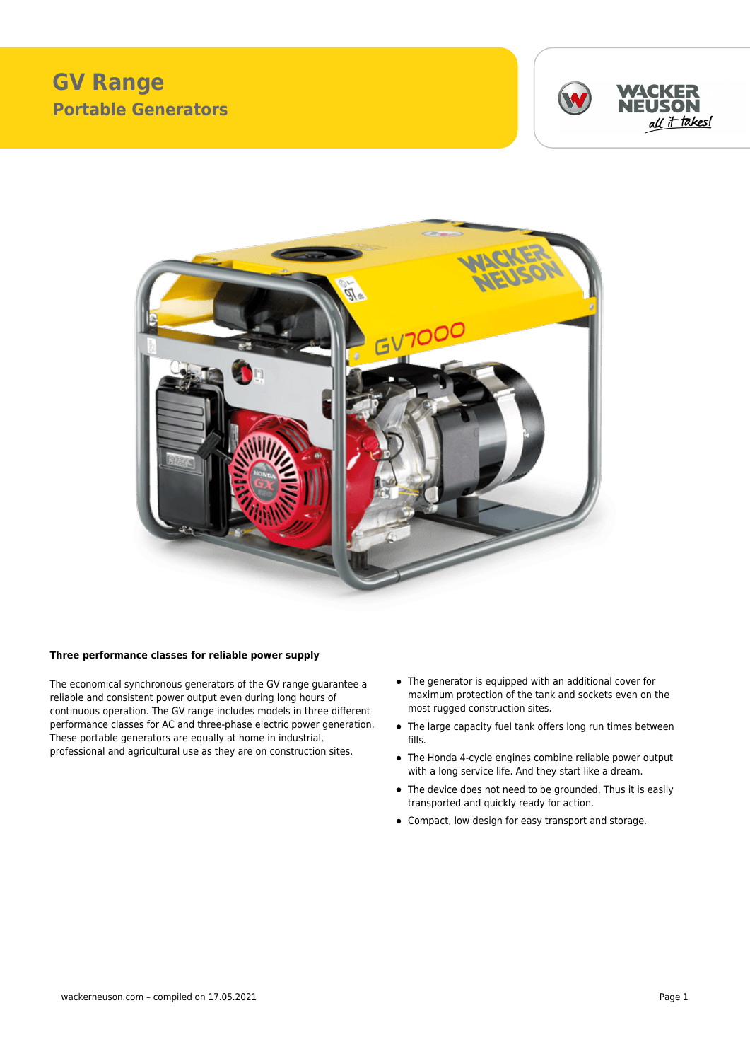# GV Range

## Portable Generators

### Three performance classes for reliable power supply

The economical synchronous generators of the GV range guarantee a reliable and consistent power output even during long hours of continuous operation. The GV range includes models in three different performance classes for AC and three-phase electric power generation. These portable generators are equally at home in industrial, professional and agricultural use as they are on construction sites.

- The generator is equipped with an additional cover for maximum protection of the tank and sockets even on the most rugged construction sites.
- The large capacity fuel tank offers long run times between fills.
- The Honda 4-cycle engines combine reliable power output with a long service life. And they start like a dream.
- The device does not need to be grounded. Thus it is easily transported and quickly ready for action.
- Compact, low design for easy transport and storage.

wackerneuson.com – compiled on 17.05.2021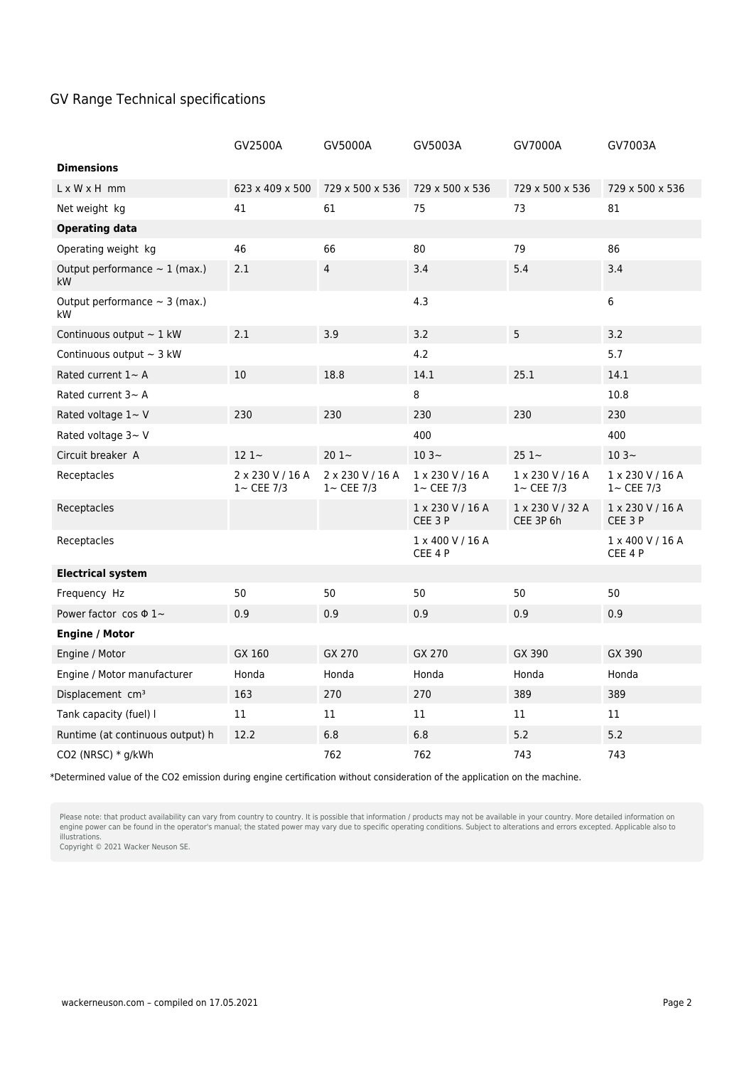## GV Range Technical specifications

| | GV2500A | GV5000A | GV5003A | GV7000A | GV7003A |
|---|---|---|---|---|---|
| **Dimensions** | | | | | |
| L x W x H mm | 623 x 409 x 500 | 729 x 500 x 536 | 729 x 500 x 536 | 729 x 500 x 536 | 729 x 500 x 536 |
| Net weight kg | 41 | 61 | 75 | 73 | 81 |
| **Operating data** | | | | | |
| Operating weight kg | 46 | 66 | 80 | 79 | 86 |
| Output performance ~ 1 (max.) kW | 2.1 | 4 | 3.4 | 5.4 | 3.4 |
| Output performance ~ 3 (max.) kW | | | 4.3 | | 6 |
| Continuous output ~ 1 kW | 2.1 | 3.9 | 3.2 | 5 | 3.2 |
| Continuous output ~ 3 kW | | | 4.2 | | 5.7 |
| Rated current 1~ A | 10 | 18.8 | 14.1 | 25.1 | 14.1 |
| Rated current 3~ A | | | 8 | | 10.8 |
| Rated voltage 1~ V | 230 | 230 | 230 | 230 | 230 |
| Rated voltage 3~ V | | | 400 | | 400 |
| Circuit breaker A | 12 1~ | 20 1~ | 10 3~ | 25 1~ | 10 3~ |
| Receptacles | 2 x 230 V / 16 A 1~ CEE 7/3 | 2 x 230 V / 16 A 1~ CEE 7/3 | 1 x 230 V / 16 A 1~ CEE 7/3 | 1 x 230 V / 16 A 1~ CEE 7/3 | 1 x 230 V / 16 A 1~ CEE 7/3 |
| Receptacles | | | 1 x 230 V / 16 A CEE 3 P | 1 x 230 V / 32 A CEE 3P 6h | 1 x 230 V / 16 A CEE 3 P |
| Receptacles | | | 1 x 400 V / 16 A CEE 4 P | | 1 x 400 V / 16 A CEE 4 P |
| **Electrical system** | | | | | |
| Frequency Hz | 50 | 50 | 50 | 50 | 50 |
| Power factor cos Φ 1~ | 0.9 | 0.9 | 0.9 | 0.9 | 0.9 |
| **Engine / Motor** | | | | | |
| Engine / Motor | GX 160 | GX 270 | GX 270 | GX 390 | GX 390 |
| Engine / Motor manufacturer | Honda | Honda | Honda | Honda | Honda |
| Displacement cm³ | 163 | 270 | 270 | 389 | 389 |
| Tank capacity (fuel) l | 11 | 11 | 11 | 11 | 11 |
| Runtime (at continuous output) h | 12.2 | 6.8 | 6.8 | 5.2 | 5.2 |
| $CO_2$ (NRSC) * g/kWh | | 762 | 762 | 743 | 743 |

*Determined value of the $CO_2$ emission during engine certification without consideration of the application on the machine.

Please note: that product availability can vary from country to country. It is possible that information / products may not be available in your country. More detailed information on engine power can be found in the operator's manual; the stated power may vary due to specific operating conditions. Subject to alterations and errors excepted. Applicable also to illustrations.
Copyright © 2021 Wacker Neuson SE.